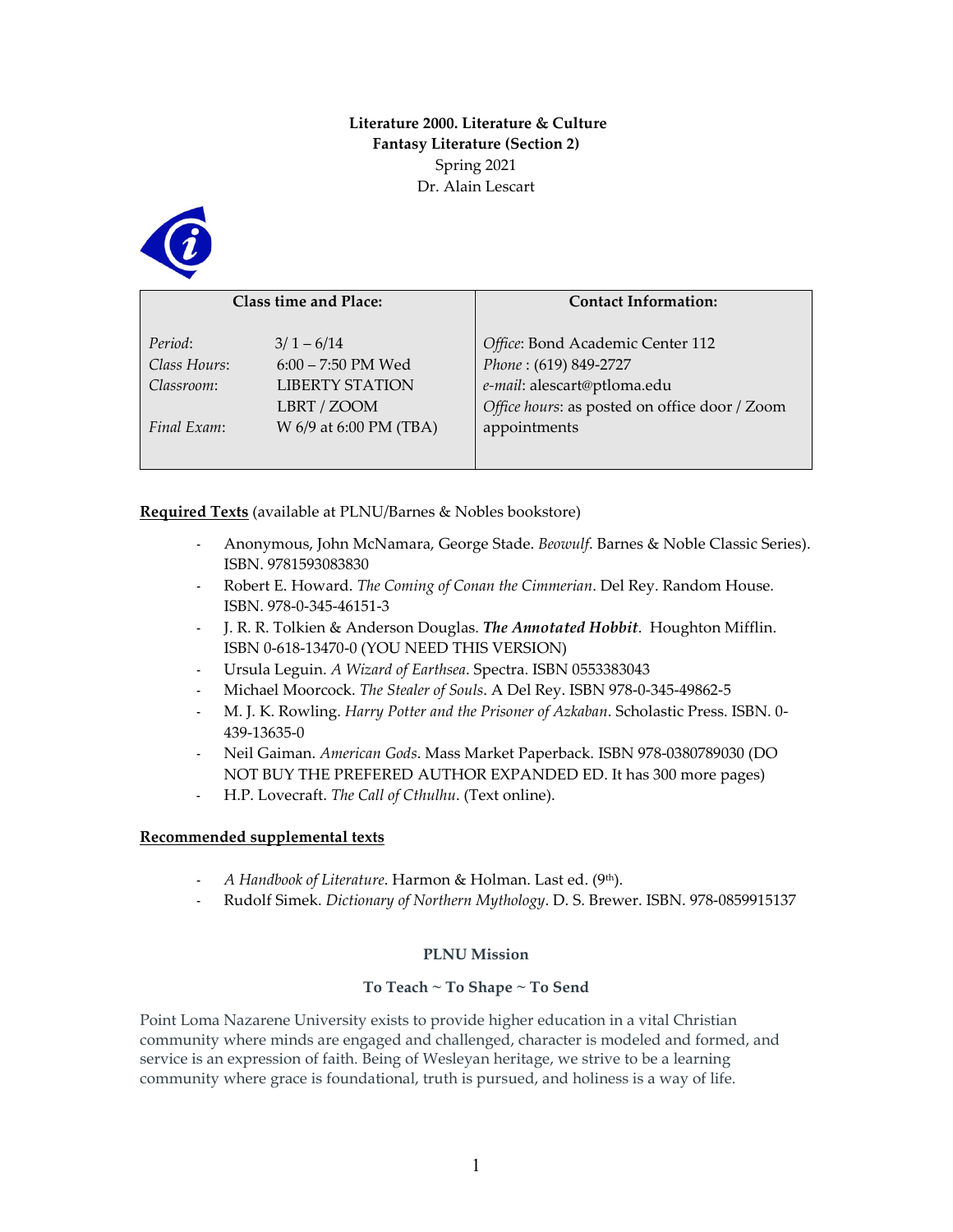**Literature 2000. Literature & Culture**
**Fantasy Literature (Section 2)**
Spring 2021
Dr. Alain Lescart

| Class time and Place: | | Contact Information: |
|---|---|---|
| *Period*: | 3/ 1 – 6/14 | *Office*: Bond Academic Center 112 |
| *Class Hours*: | 6:00 – 7:50 PM Wed | *Phone* : (619) 849-2727 |
| *Classroom*: | LIBERTY STATION LBRT / ZOOM | *e-mail*: alescart@ptloma.edu |
| *Final Exam*: | W 6/9 at 6:00 PM (TBA) | *Office hours*: as posted on office door / Zoom appointments |

**Required Texts** (available at PLNU/Barnes & Nobles bookstore)

- Anonymous, John McNamara, George Stade. *Beowulf*. Barnes & Noble Classic Series). ISBN. 9781593083830
- Robert E. Howard. *The Coming of Conan the Cimmerian*. Del Rey. Random House. ISBN. 978-0-345-46151-3
- J. R. R. Tolkien & Anderson Douglas. ***The Annotated Hobbit***. Houghton Mifflin. ISBN 0-618-13470-0 (YOU NEED THIS VERSION)
- Ursula Leguin. *A Wizard of Earthsea*. Spectra. ISBN 0553383043
- Michael Moorcock. *The Stealer of Souls*. A Del Rey. ISBN 978-0-345-49862-5
- M. J. K. Rowling. *Harry Potter and the Prisoner of Azkaban*. Scholastic Press. ISBN. 0-439-13635-0
- Neil Gaiman. *American Gods*. Mass Market Paperback. ISBN 978-0380789030 (DO NOT BUY THE PREFERED AUTHOR EXPANDED ED. It has 300 more pages)
- H.P. Lovecraft. *The Call of Cthulhu*. (Text online).

**Recommended supplemental texts**

- *A Handbook of Literature*. Harmon & Holman. Last ed. (9th).
- Rudolf Simek. *Dictionary of Northern Mythology*. D. S. Brewer. ISBN. 978-0859915137

**PLNU Mission**

**To Teach ~ To Shape ~ To Send**

Point Loma Nazarene University exists to provide higher education in a vital Christian community where minds are engaged and challenged, character is modeled and formed, and service is an expression of faith. Being of Wesleyan heritage, we strive to be a learning community where grace is foundational, truth is pursued, and holiness is a way of life.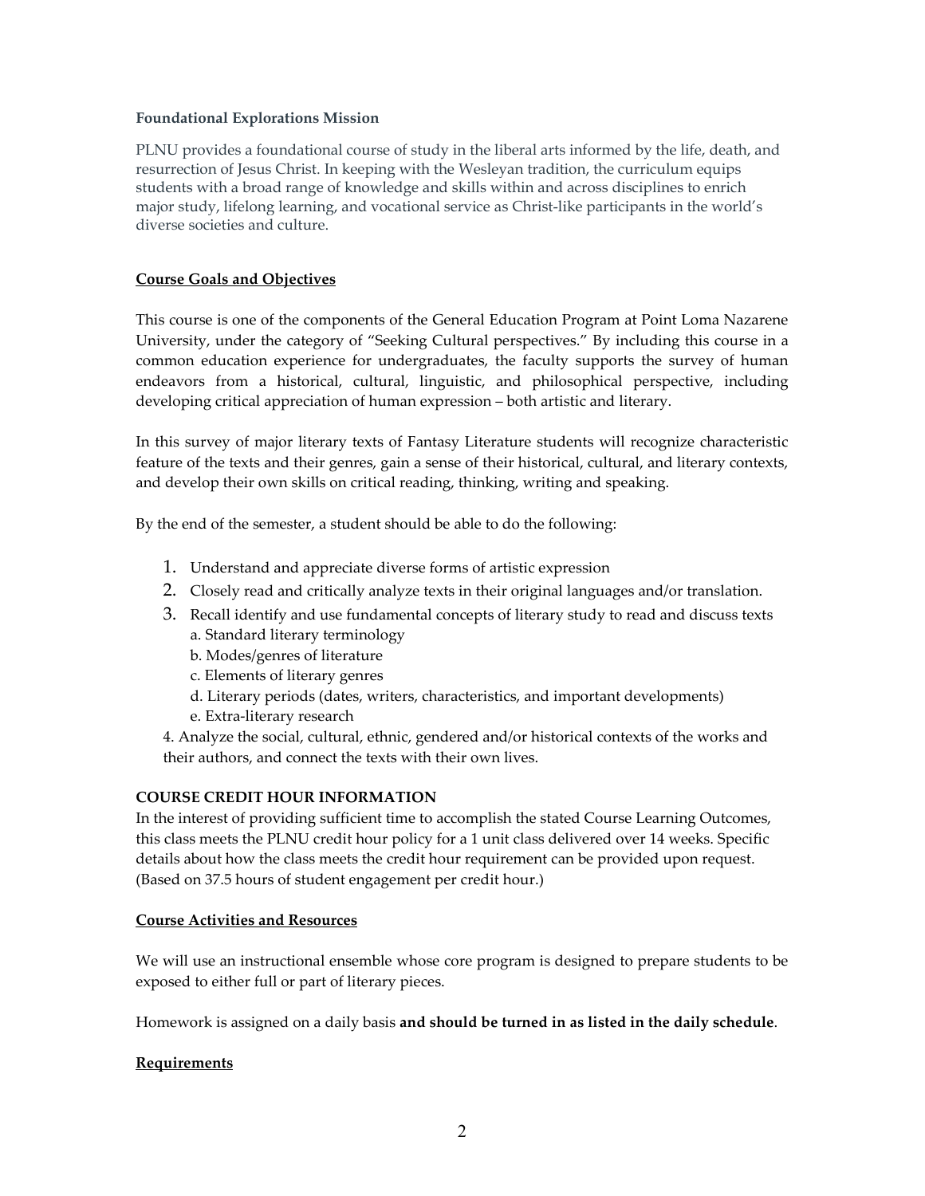**Foundational Explorations Mission**

PLNU provides a foundational course of study in the liberal arts informed by the life, death, and resurrection of Jesus Christ. In keeping with the Wesleyan tradition, the curriculum equips students with a broad range of knowledge and skills within and across disciplines to enrich major study, lifelong learning, and vocational service as Christ-like participants in the world's diverse societies and culture.

## Course Goals and Objectives

This course is one of the components of the General Education Program at Point Loma Nazarene University, under the category of "Seeking Cultural perspectives." By including this course in a common education experience for undergraduates, the faculty supports the survey of human endeavors from a historical, cultural, linguistic, and philosophical perspective, including developing critical appreciation of human expression – both artistic and literary.

In this survey of major literary texts of Fantasy Literature students will recognize characteristic feature of the texts and their genres, gain a sense of their historical, cultural, and literary contexts, and develop their own skills on critical reading, thinking, writing and speaking.

By the end of the semester, a student should be able to do the following:

1. Understand and appreciate diverse forms of artistic expression
2. Closely read and critically analyze texts in their original languages and/or translation.
3. Recall identify and use fundamental concepts of literary study to read and discuss texts
   a. Standard literary terminology
   b. Modes/genres of literature
   c. Elements of literary genres
   d. Literary periods (dates, writers, characteristics, and important developments)
   e. Extra-literary research
4. Analyze the social, cultural, ethnic, gendered and/or historical contexts of the works and their authors, and connect the texts with their own lives.

**COURSE CREDIT HOUR INFORMATION**

In the interest of providing sufficient time to accomplish the stated Course Learning Outcomes, this class meets the PLNU credit hour policy for a 1 unit class delivered over 14 weeks. Specific details about how the class meets the credit hour requirement can be provided upon request. (Based on 37.5 hours of student engagement per credit hour.)

## Course Activities and Resources

We will use an instructional ensemble whose core program is designed to prepare students to be exposed to either full or part of literary pieces.

Homework is assigned on a daily basis **and should be turned in as listed in the daily schedule**.

## Requirements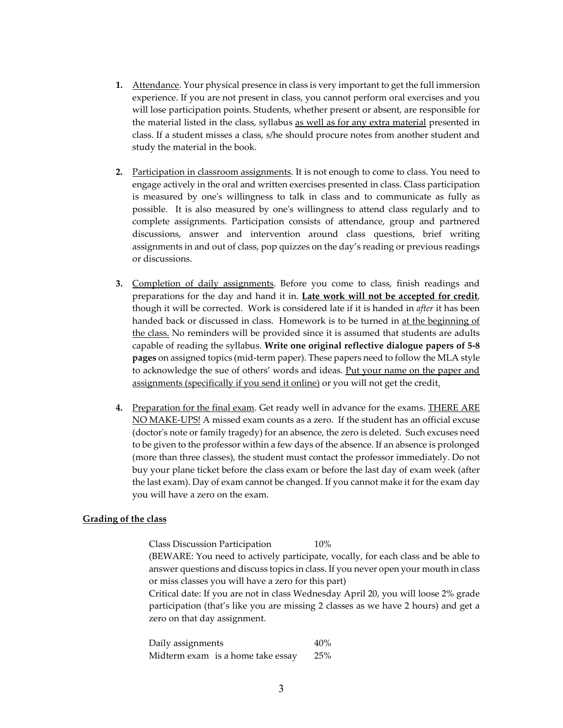1. Attendance. Your physical presence in class is very important to get the full immersion experience. If you are not present in class, you cannot perform oral exercises and you will lose participation points. Students, whether present or absent, are responsible for the material listed in the class, syllabus as well as for any extra material presented in class. If a student misses a class, s/he should procure notes from another student and study the material in the book.

2. Participation in classroom assignments. It is not enough to come to class. You need to engage actively in the oral and written exercises presented in class. Class participation is measured by one's willingness to talk in class and to communicate as fully as possible. It is also measured by one's willingness to attend class regularly and to complete assignments. Participation consists of attendance, group and partnered discussions, answer and intervention around class questions, brief writing assignments in and out of class, pop quizzes on the day's reading or previous readings or discussions.

3. Completion of daily assignments. Before you come to class, finish readings and preparations for the day and hand it in. **Late work will not be accepted for credit**, though it will be corrected. Work is considered late if it is handed in *after* it has been handed back or discussed in class. Homework is to be turned in at the beginning of the class. No reminders will be provided since it is assumed that students are adults capable of reading the syllabus. **Write one original reflective dialogue papers of 5-8 pages** on assigned topics (mid-term paper). These papers need to follow the MLA style to acknowledge the sue of others' words and ideas. Put your name on the paper and assignments (specifically if you send it online) or you will not get the credit.

4. Preparation for the final exam. Get ready well in advance for the exams. THERE ARE NO MAKE-UPS! A missed exam counts as a zero. If the student has an official excuse (doctor's note or family tragedy) for an absence, the zero is deleted. Such excuses need to be given to the professor within a few days of the absence. If an absence is prolonged (more than three classes), the student must contact the professor immediately. Do not buy your plane ticket before the class exam or before the last day of exam week (after the last exam). Day of exam cannot be changed. If you cannot make it for the exam day you will have a zero on the exam.

**Grading of the class**

Class Discussion Participation 10%

(BEWARE: You need to actively participate, vocally, for each class and be able to answer questions and discuss topics in class. If you never open your mouth in class or miss classes you will have a zero for this part)

Critical date: If you are not in class Wednesday April 20, you will loose 2% grade participation (that's like you are missing 2 classes as we have 2 hours) and get a zero on that day assignment.

Daily assignments 40%

Midterm exam is a home take essay 25%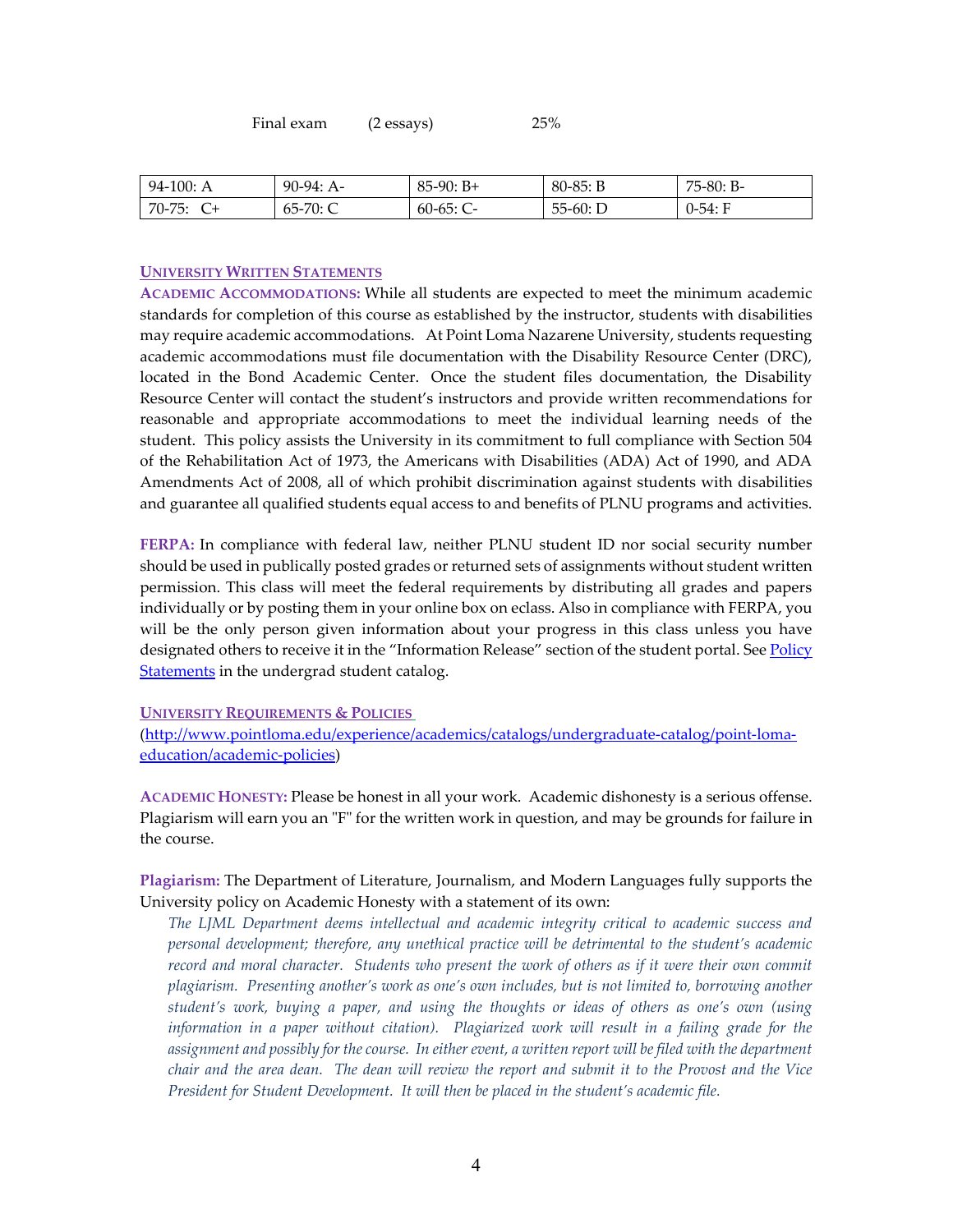Final exam (2 essays) 25%

| 94-100: A | 90-94: A- | 85-90: B+ | 80-85: B | 75-80: B- |
|---|---|---|---|---|
| 70-75: C+ | 65-70: C | 60-65: C- | 55-60: D | 0-54: F |

## UNIVERSITY WRITTEN STATEMENTS

**ACADEMIC ACCOMMODATIONS:** While all students are expected to meet the minimum academic standards for completion of this course as established by the instructor, students with disabilities may require academic accommodations. At Point Loma Nazarene University, students requesting academic accommodations must file documentation with the Disability Resource Center (DRC), located in the Bond Academic Center. Once the student files documentation, the Disability Resource Center will contact the student's instructors and provide written recommendations for reasonable and appropriate accommodations to meet the individual learning needs of the student. This policy assists the University in its commitment to full compliance with Section 504 of the Rehabilitation Act of 1973, the Americans with Disabilities (ADA) Act of 1990, and ADA Amendments Act of 2008, all of which prohibit discrimination against students with disabilities and guarantee all qualified students equal access to and benefits of PLNU programs and activities.

**FERPA:** In compliance with federal law, neither PLNU student ID nor social security number should be used in publically posted grades or returned sets of assignments without student written permission. This class will meet the federal requirements by distributing all grades and papers individually or by posting them in your online box on eclass. Also in compliance with FERPA, you will be the only person given information about your progress in this class unless you have designated others to receive it in the "Information Release" section of the student portal. See [Policy Statements](#) in the undergrad student catalog.

## UNIVERSITY REQUIREMENTS & POLICIES

(http://www.pointloma.edu/experience/academics/catalogs/undergraduate-catalog/point-loma-education/academic-policies)

**ACADEMIC HONESTY:** Please be honest in all your work. Academic dishonesty is a serious offense. Plagiarism will earn you an "F" for the written work in question, and may be grounds for failure in the course.

**Plagiarism:** The Department of Literature, Journalism, and Modern Languages fully supports the University policy on Academic Honesty with a statement of its own:

> *The LJML Department deems intellectual and academic integrity critical to academic success and personal development; therefore, any unethical practice will be detrimental to the student's academic record and moral character. Students who present the work of others as if it were their own commit plagiarism. Presenting another's work as one's own includes, but is not limited to, borrowing another student's work, buying a paper, and using the thoughts or ideas of others as one's own (using information in a paper without citation). Plagiarized work will result in a failing grade for the assignment and possibly for the course. In either event, a written report will be filed with the department chair and the area dean. The dean will review the report and submit it to the Provost and the Vice President for Student Development. It will then be placed in the student's academic file.*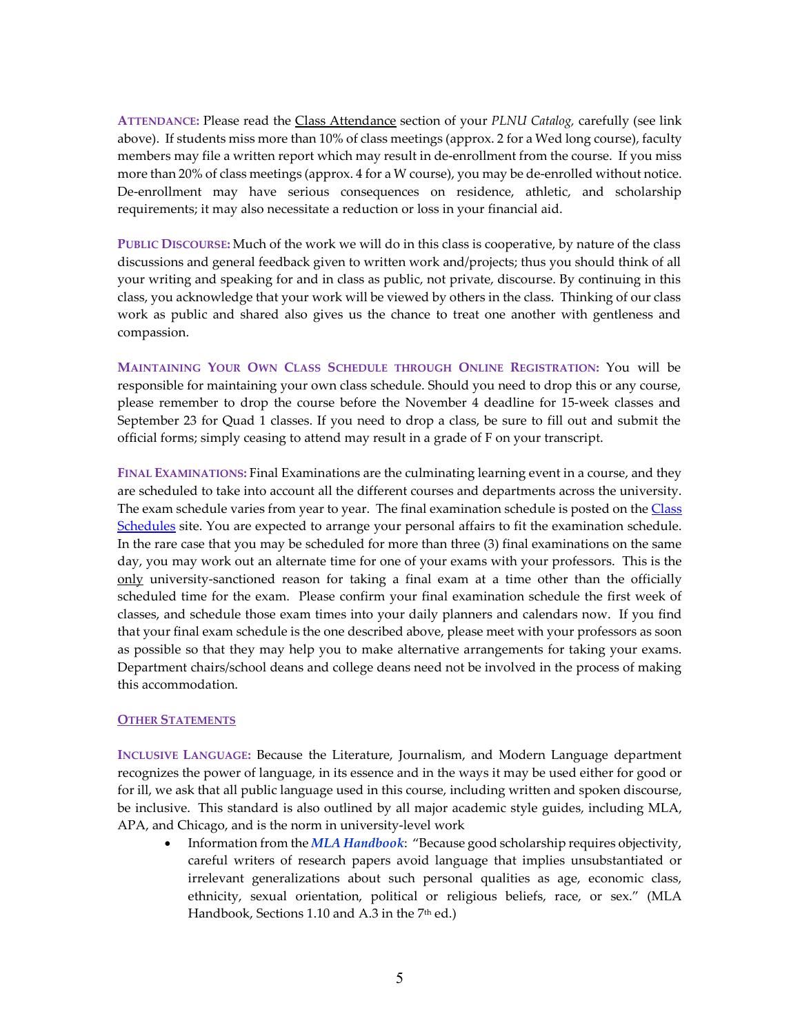**ATTENDANCE:** Please read the Class Attendance section of your *PLNU Catalog,* carefully (see link above). If students miss more than 10% of class meetings (approx. 2 for a Wed long course), faculty members may file a written report which may result in de-enrollment from the course. If you miss more than 20% of class meetings (approx. 4 for a W course), you may be de-enrolled without notice. De-enrollment may have serious consequences on residence, athletic, and scholarship requirements; it may also necessitate a reduction or loss in your financial aid.

**PUBLIC DISCOURSE:** Much of the work we will do in this class is cooperative, by nature of the class discussions and general feedback given to written work and/projects; thus you should think of all your writing and speaking for and in class as public, not private, discourse. By continuing in this class, you acknowledge that your work will be viewed by others in the class. Thinking of our class work as public and shared also gives us the chance to treat one another with gentleness and compassion.

**MAINTAINING YOUR OWN CLASS SCHEDULE THROUGH ONLINE REGISTRATION:** You will be responsible for maintaining your own class schedule. Should you need to drop this or any course, please remember to drop the course before the November 4 deadline for 15-week classes and September 23 for Quad 1 classes. If you need to drop a class, be sure to fill out and submit the official forms; simply ceasing to attend may result in a grade of F on your transcript.

**FINAL EXAMINATIONS:** Final Examinations are the culminating learning event in a course, and they are scheduled to take into account all the different courses and departments across the university. The exam schedule varies from year to year. The final examination schedule is posted on the Class Schedules site. You are expected to arrange your personal affairs to fit the examination schedule. In the rare case that you may be scheduled for more than three (3) final examinations on the same day, you may work out an alternate time for one of your exams with your professors. This is the only university-sanctioned reason for taking a final exam at a time other than the officially scheduled time for the exam. Please confirm your final examination schedule the first week of classes, and schedule those exam times into your daily planners and calendars now. If you find that your final exam schedule is the one described above, please meet with your professors as soon as possible so that they may help you to make alternative arrangements for taking your exams. Department chairs/school deans and college deans need not be involved in the process of making this accommodation.

## OTHER STATEMENTS

**INCLUSIVE LANGUAGE:** Because the Literature, Journalism, and Modern Language department recognizes the power of language, in its essence and in the ways it may be used either for good or for ill, we ask that all public language used in this course, including written and spoken discourse, be inclusive. This standard is also outlined by all major academic style guides, including MLA, APA, and Chicago, and is the norm in university-level work

- Information from the ***MLA Handbook***: "Because good scholarship requires objectivity, careful writers of research papers avoid language that implies unsubstantiated or irrelevant generalizations about such personal qualities as age, economic class, ethnicity, sexual orientation, political or religious beliefs, race, or sex." (MLA Handbook, Sections 1.10 and A.3 in the 7th ed.)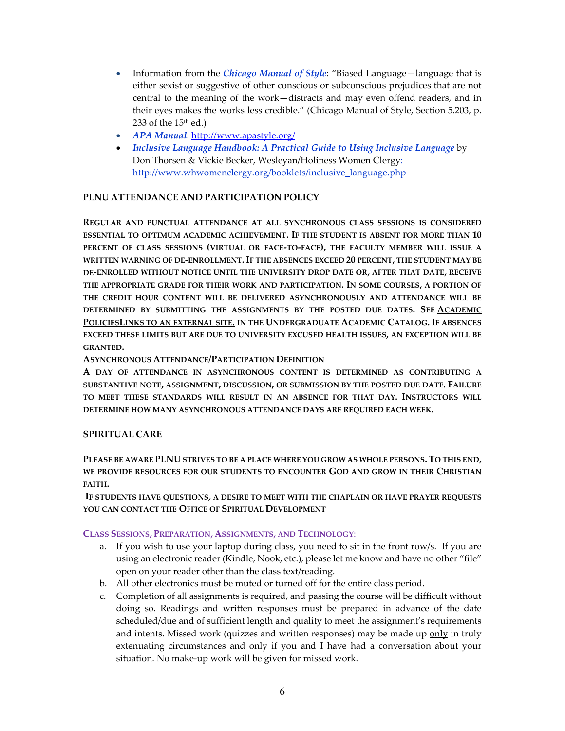- Information from the ***Chicago Manual of Style***: "Biased Language—language that is either sexist or suggestive of other conscious or subconscious prejudices that are not central to the meaning of the work—distracts and may even offend readers, and in their eyes makes the works less credible." (Chicago Manual of Style, Section 5.203, p. 233 of the 15th ed.)
- ***APA Manual***: http://www.apastyle.org/
- ***Inclusive Language Handbook: A Practical Guide to Using Inclusive Language*** by Don Thorsen & Vickie Becker, Wesleyan/Holiness Women Clergy: http://www.whwomenclergy.org/booklets/inclusive_language.php

## PLNU ATTENDANCE AND PARTICIPATION POLICY

**REGULAR AND PUNCTUAL ATTENDANCE AT ALL SYNCHRONOUS CLASS SESSIONS IS CONSIDERED ESSENTIAL TO OPTIMUM ACADEMIC ACHIEVEMENT. IF THE STUDENT IS ABSENT FOR MORE THAN 10 PERCENT OF CLASS SESSIONS (VIRTUAL OR FACE-TO-FACE), THE FACULTY MEMBER WILL ISSUE A WRITTEN WARNING OF DE-ENROLLMENT. IF THE ABSENCES EXCEED 20 PERCENT, THE STUDENT MAY BE DE-ENROLLED WITHOUT NOTICE UNTIL THE UNIVERSITY DROP DATE OR, AFTER THAT DATE, RECEIVE THE APPROPRIATE GRADE FOR THEIR WORK AND PARTICIPATION. IN SOME COURSES, A PORTION OF THE CREDIT HOUR CONTENT WILL BE DELIVERED ASYNCHRONOUSLY AND ATTENDANCE WILL BE DETERMINED BY SUBMITTING THE ASSIGNMENTS BY THE POSTED DUE DATES. SEE ACADEMIC POLICIESLINKS TO AN EXTERNAL SITE. IN THE UNDERGRADUATE ACADEMIC CATALOG. IF ABSENCES EXCEED THESE LIMITS BUT ARE DUE TO UNIVERSITY EXCUSED HEALTH ISSUES, AN EXCEPTION WILL BE GRANTED.**

**ASYNCHRONOUS ATTENDANCE/PARTICIPATION DEFINITION**

**A DAY OF ATTENDANCE IN ASYNCHRONOUS CONTENT IS DETERMINED AS CONTRIBUTING A SUBSTANTIVE NOTE, ASSIGNMENT, DISCUSSION, OR SUBMISSION BY THE POSTED DUE DATE. FAILURE TO MEET THESE STANDARDS WILL RESULT IN AN ABSENCE FOR THAT DAY. INSTRUCTORS WILL DETERMINE HOW MANY ASYNCHRONOUS ATTENDANCE DAYS ARE REQUIRED EACH WEEK.**

## SPIRITUAL CARE

**PLEASE BE AWARE PLNU STRIVES TO BE A PLACE WHERE YOU GROW AS WHOLE PERSONS. TO THIS END, WE PROVIDE RESOURCES FOR OUR STUDENTS TO ENCOUNTER GOD AND GROW IN THEIR CHRISTIAN FAITH.**

**IF STUDENTS HAVE QUESTIONS, A DESIRE TO MEET WITH THE CHAPLAIN OR HAVE PRAYER REQUESTS YOU CAN CONTACT THE OFFICE OF SPIRITUAL DEVELOPMENT**

### CLASS SESSIONS, PREPARATION, ASSIGNMENTS, AND TECHNOLOGY:

a. If you wish to use your laptop during class, you need to sit in the front row/s. If you are using an electronic reader (Kindle, Nook, etc.), please let me know and have no other "file" open on your reader other than the class text/reading.
b. All other electronics must be muted or turned off for the entire class period.
c. Completion of all assignments is required, and passing the course will be difficult without doing so. Readings and written responses must be prepared in advance of the date scheduled/due and of sufficient length and quality to meet the assignment's requirements and intents. Missed work (quizzes and written responses) may be made up only in truly extenuating circumstances and only if you and I have had a conversation about your situation. No make-up work will be given for missed work.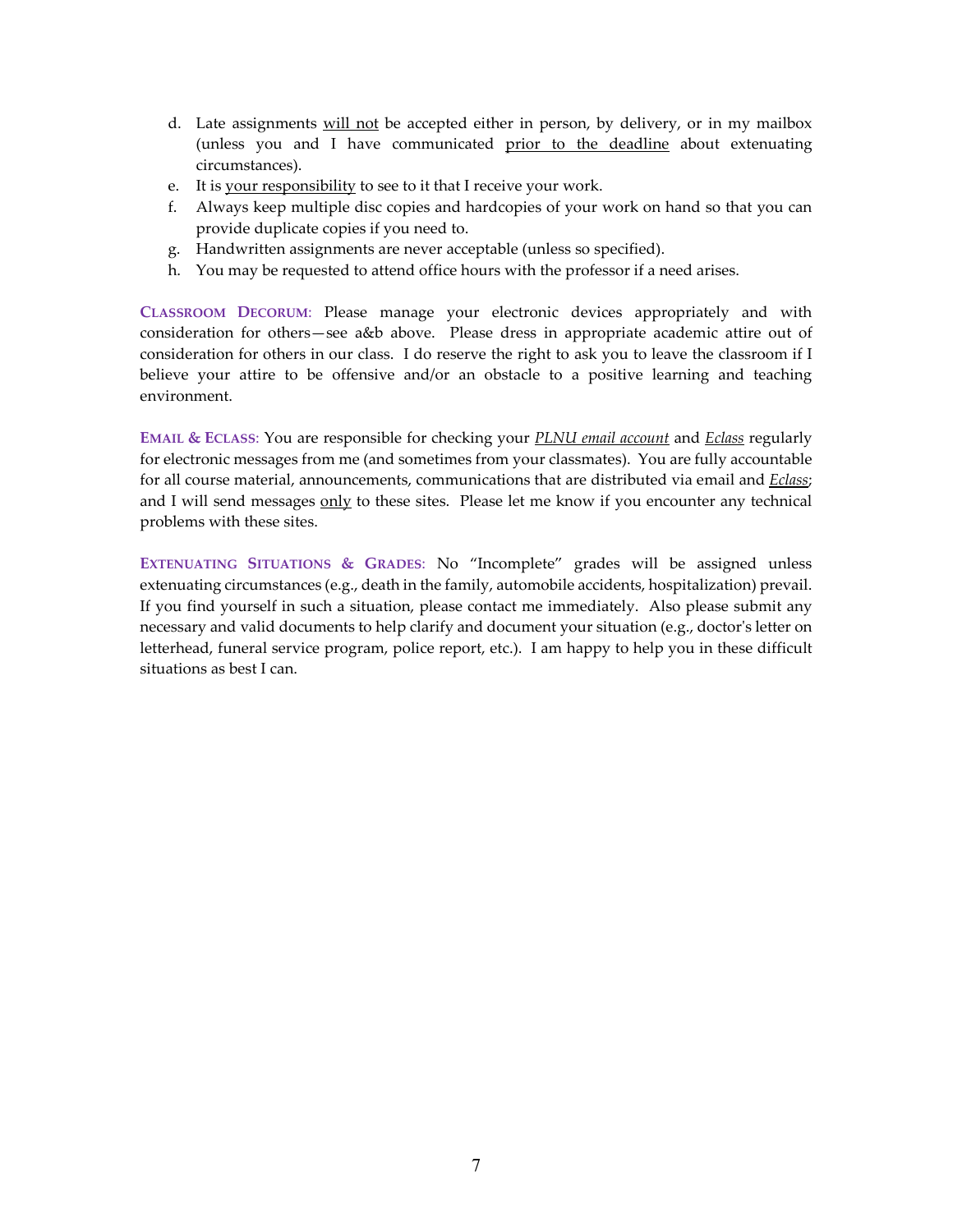d. Late assignments <u>will not</u> be accepted either in person, by delivery, or in my mailbox (unless you and I have communicated <u>prior to the deadline</u> about extenuating circumstances).
e. It is <u>your responsibility</u> to see to it that I receive your work.
f. Always keep multiple disc copies and hardcopies of your work on hand so that you can provide duplicate copies if you need to.
g. Handwritten assignments are never acceptable (unless so specified).
h. You may be requested to attend office hours with the professor if a need arises.

**CLASSROOM DECORUM**: Please manage your electronic devices appropriately and with consideration for others—see a&b above. Please dress in appropriate academic attire out of consideration for others in our class. I do reserve the right to ask you to leave the classroom if I believe your attire to be offensive and/or an obstacle to a positive learning and teaching environment.

**EMAIL & ECLASS**: You are responsible for checking your <u>*PLNU email account*</u> and <u>*Eclass*</u> regularly for electronic messages from me (and sometimes from your classmates). You are fully accountable for all course material, announcements, communications that are distributed via email and <u>*Eclass*</u>; and I will send messages <u>only</u> to these sites. Please let me know if you encounter any technical problems with these sites.

**EXTENUATING SITUATIONS & GRADES**: No "Incomplete" grades will be assigned unless extenuating circumstances (e.g., death in the family, automobile accidents, hospitalization) prevail. If you find yourself in such a situation, please contact me immediately. Also please submit any necessary and valid documents to help clarify and document your situation (e.g., doctor's letter on letterhead, funeral service program, police report, etc.). I am happy to help you in these difficult situations as best I can.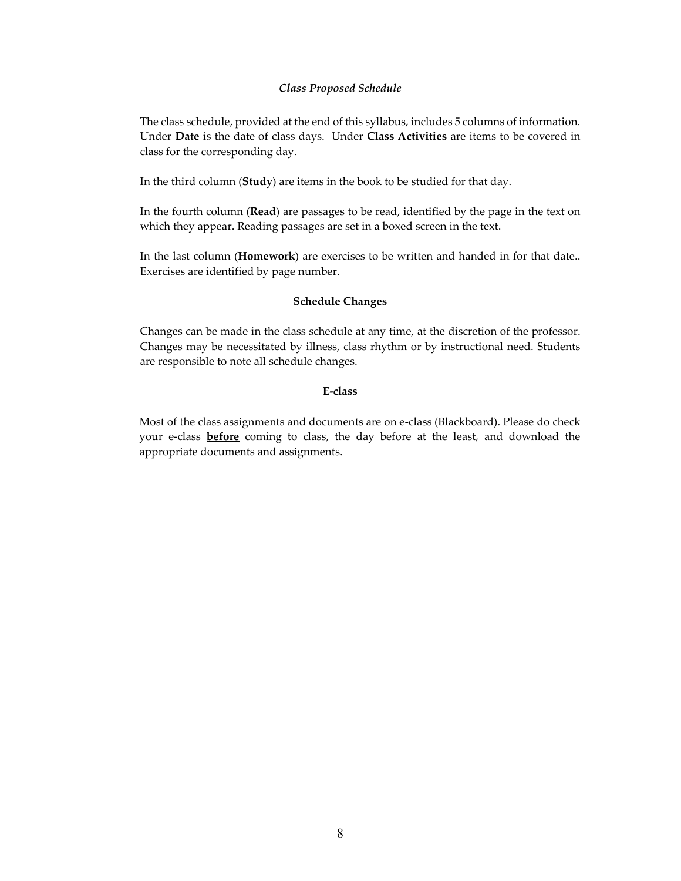### *Class Proposed Schedule*

The class schedule, provided at the end of this syllabus, includes 5 columns of information. Under **Date** is the date of class days. Under **Class Activities** are items to be covered in class for the corresponding day.

In the third column (**Study**) are items in the book to be studied for that day.

In the fourth column (**Read**) are passages to be read, identified by the page in the text on which they appear. Reading passages are set in a boxed screen in the text.

In the last column (**Homework**) are exercises to be written and handed in for that date.. Exercises are identified by page number.

### Schedule Changes

Changes can be made in the class schedule at any time, at the discretion of the professor. Changes may be necessitated by illness, class rhythm or by instructional need. Students are responsible to note all schedule changes.

### E-class

Most of the class assignments and documents are on e-class (Blackboard). Please do check your e-class <u>**before**</u> coming to class, the day before at the least, and download the appropriate documents and assignments.